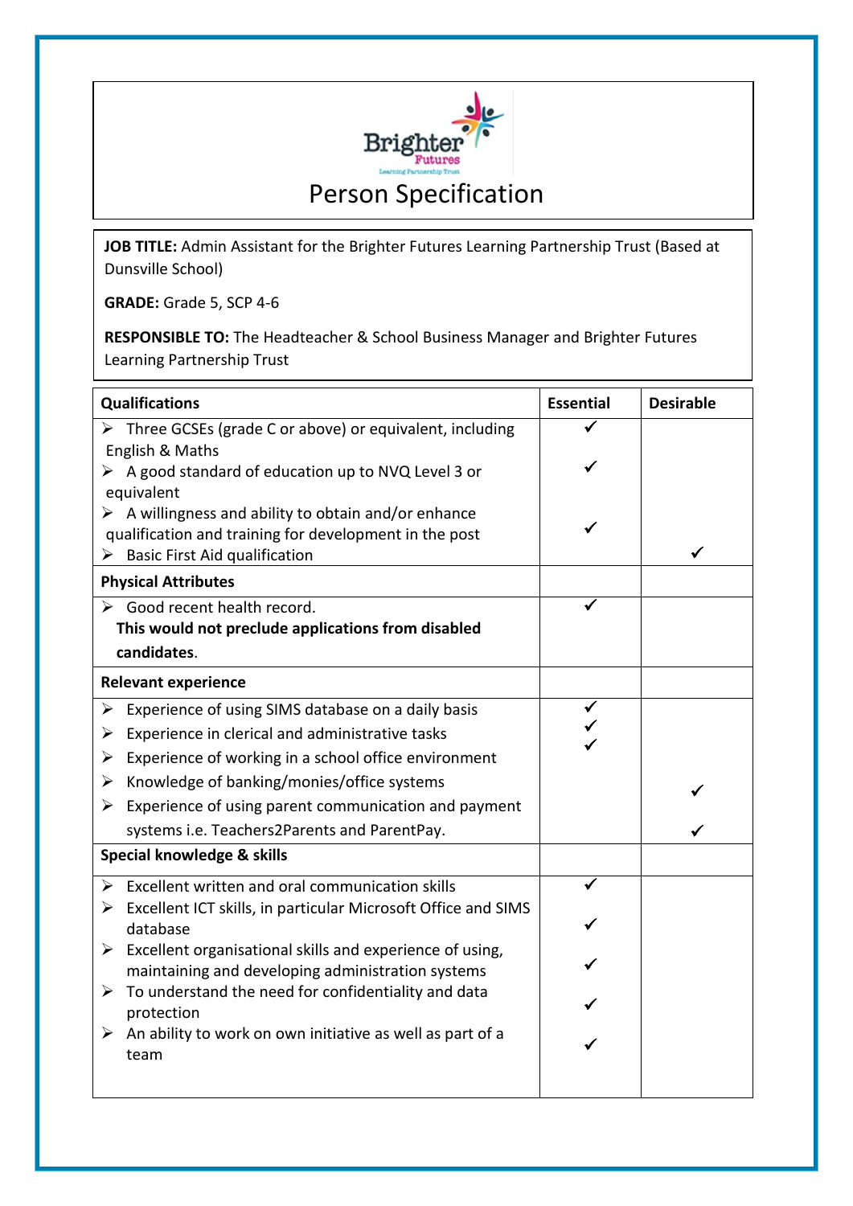# Person Specification

**JOB TITLE:** Admin Assistant for the Brighter Futures Learning Partnership Trust (Based at Dunsville School)

**GRADE:** Grade 5, SCP 4-6

**RESPONSIBLE TO:** The Headteacher & School Business Manager and Brighter Futures Learning Partnership Trust

| Qualifications | Essential | Desirable |
|---|---|---|
| ➢ Three GCSEs (grade C or above) or equivalent, including English & Maths | ✓ | |
| ➢ A good standard of education up to NVQ Level 3 or equivalent | ✓ | |
| ➢ A willingness and ability to obtain and/or enhance qualification and training for development in the post | ✓ | |
| ➢ Basic First Aid qualification | | ✓ |
| **Physical Attributes** | | |
| ➢ Good recent health record. **This would not preclude applications from disabled candidates**. | ✓ | |
| **Relevant experience** | | |
| ➢ Experience of using SIMS database on a daily basis | ✓ | |
| ➢ Experience in clerical and administrative tasks | ✓ | |
| ➢ Experience of working in a school office environment | ✓ | |
| ➢ Knowledge of banking/monies/office systems | | ✓ |
| ➢ Experience of using parent communication and payment systems i.e. Teachers2Parents and ParentPay. | | ✓ |
| **Special knowledge & skills** | | |
| ➢ Excellent written and oral communication skills | ✓ | |
| ➢ Excellent ICT skills, in particular Microsoft Office and SIMS database | ✓ | |
| ➢ Excellent organisational skills and experience of using, maintaining and developing administration systems | ✓ | |
| ➢ To understand the need for confidentiality and data protection | ✓ | |
| ➢ An ability to work on own initiative as well as part of a team | ✓ | |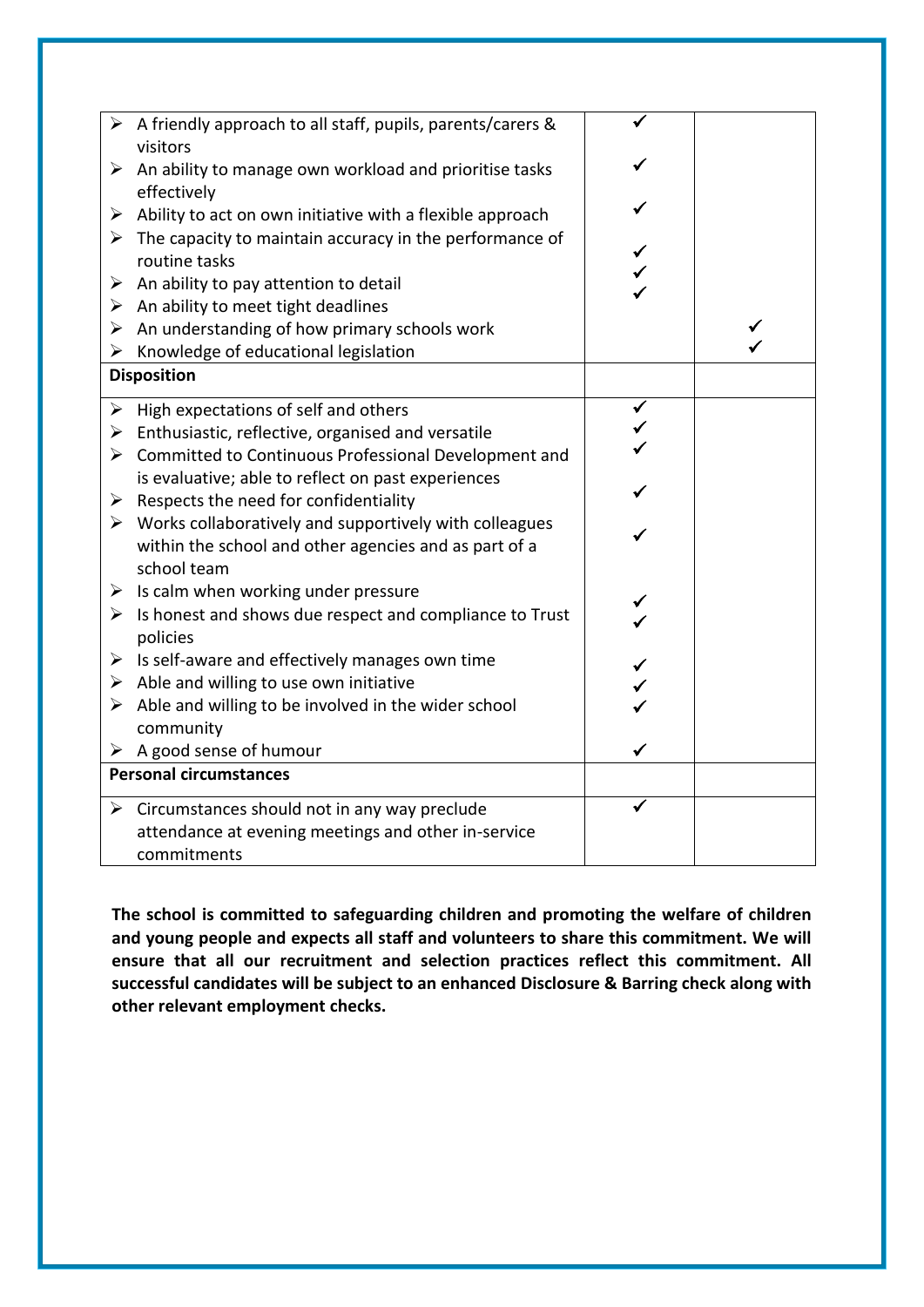| | | |
|---|---|---|
| ➢ A friendly approach to all staff, pupils, parents/carers & visitors | ✓ | |
| ➢ An ability to manage own workload and prioritise tasks effectively | ✓ | |
| ➢ Ability to act on own initiative with a flexible approach | ✓ | |
| ➢ The capacity to maintain accuracy in the performance of routine tasks | ✓ | |
| ➢ An ability to pay attention to detail | ✓ | |
| ➢ An ability to meet tight deadlines | ✓ | |
| ➢ An understanding of how primary schools work | | ✓ |
| ➢ Knowledge of educational legislation | | ✓ |
| **Disposition** | | |
| ➢ High expectations of self and others | ✓ | |
| ➢ Enthusiastic, reflective, organised and versatile | ✓ | |
| ➢ Committed to Continuous Professional Development and is evaluative; able to reflect on past experiences | ✓ | |
| ➢ Respects the need for confidentiality | ✓ | |
| ➢ Works collaboratively and supportively with colleagues within the school and other agencies and as part of a school team | ✓ | |
| ➢ Is calm when working under pressure | ✓ | |
| ➢ Is honest and shows due respect and compliance to Trust policies | ✓ | |
| ➢ Is self-aware and effectively manages own time | ✓ | |
| ➢ Able and willing to use own initiative | ✓ | |
| ➢ Able and willing to be involved in the wider school community | ✓ | |
| ➢ A good sense of humour | ✓ | |
| **Personal circumstances** | | |
| ➢ Circumstances should not in any way preclude attendance at evening meetings and other in-service commitments | ✓ | |

**The school is committed to safeguarding children and promoting the welfare of children and young people and expects all staff and volunteers to share this commitment. We will ensure that all our recruitment and selection practices reflect this commitment. All successful candidates will be subject to an enhanced Disclosure & Barring check along with other relevant employment checks.**